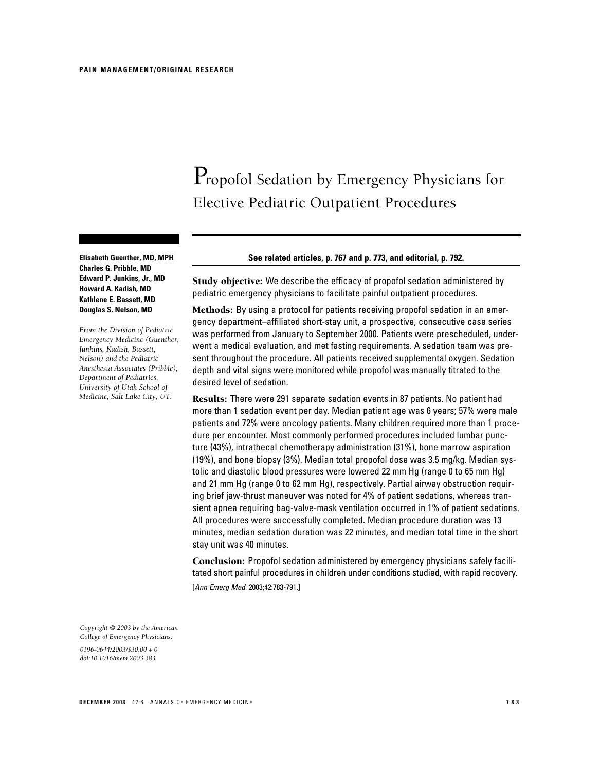PAIN MANAGEMENT/ORIGINAL RESEARCH

# Propofol Sedation by Emergency Physicians for Elective Pediatric Outpatient Procedures

**Elisabeth Guenther, MD, MPH**
**Charles G. Pribble, MD**
**Edward P. Junkins, Jr., MD**
**Howard A. Kadish, MD**
**Kathlene E. Bassett, MD**
**Douglas S. Nelson, MD**

*From the Division of Pediatric Emergency Medicine (Guenther, Junkins, Kadish, Bassett, Nelson) and the Pediatric Anesthesia Associates (Pribble), Department of Pediatrics, University of Utah School of Medicine, Salt Lake City, UT.*

**See related articles, p. 767 and p. 773, and editorial, p. 792.**

**Study objective:** We describe the efficacy of propofol sedation administered by pediatric emergency physicians to facilitate painful outpatient procedures.

**Methods:** By using a protocol for patients receiving propofol sedation in an emergency department–affiliated short-stay unit, a prospective, consecutive case series was performed from January to September 2000. Patients were prescheduled, underwent a medical evaluation, and met fasting requirements. A sedation team was present throughout the procedure. All patients received supplemental oxygen. Sedation depth and vital signs were monitored while propofol was manually titrated to the desired level of sedation.

**Results:** There were 291 separate sedation events in 87 patients. No patient had more than 1 sedation event per day. Median patient age was 6 years; 57% were male patients and 72% were oncology patients. Many children required more than 1 procedure per encounter. Most commonly performed procedures included lumbar puncture (43%), intrathecal chemotherapy administration (31%), bone marrow aspiration (19%), and bone biopsy (3%). Median total propofol dose was 3.5 mg/kg. Median systolic and diastolic blood pressures were lowered 22 mm Hg (range 0 to 65 mm Hg) and 21 mm Hg (range 0 to 62 mm Hg), respectively. Partial airway obstruction requiring brief jaw-thrust maneuver was noted for 4% of patient sedations, whereas transient apnea requiring bag-valve-mask ventilation occurred in 1% of patient sedations. All procedures were successfully completed. Median procedure duration was 13 minutes, median sedation duration was 22 minutes, and median total time in the short stay unit was 40 minutes.

**Conclusion:** Propofol sedation administered by emergency physicians safely facilitated short painful procedures in children under conditions studied, with rapid recovery. [*Ann Emerg Med.* 2003;42:783-791.]

*Copyright © 2003 by the American College of Emergency Physicians.*

*0196-0644/2003/$30.00 + 0*
*doi:10.1016/mem.2003.383*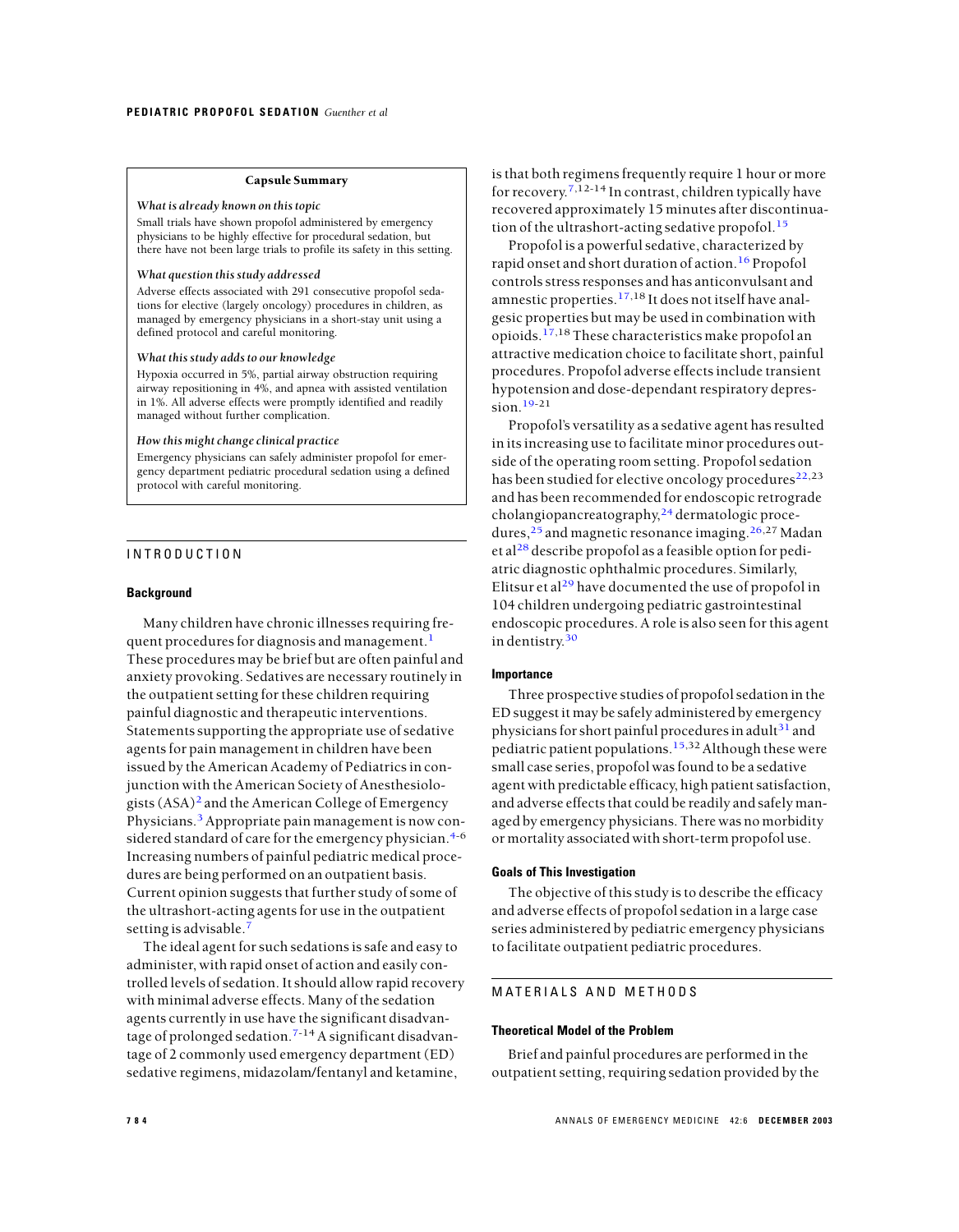**Capsule Summary**

*What is already known on this topic*

Small trials have shown propofol administered by emergency physicians to be highly effective for procedural sedation, but there have not been large trials to profile its safety in this setting.

*What question this study addressed*

Adverse effects associated with 291 consecutive propofol sedations for elective (largely oncology) procedures in children, as managed by emergency physicians in a short-stay unit using a defined protocol and careful monitoring.

*What this study adds to our knowledge*

Hypoxia occurred in 5%, partial airway obstruction requiring airway repositioning in 4%, and apnea with assisted ventilation in 1%. All adverse effects were promptly identified and readily managed without further complication.

*How this might change clinical practice*

Emergency physicians can safely administer propofol for emergency department pediatric procedural sedation using a defined protocol with careful monitoring.

## INTRODUCTION

### Background

Many children have chronic illnesses requiring frequent procedures for diagnosis and management.[1] These procedures may be brief but are often painful and anxiety provoking. Sedatives are necessary routinely in the outpatient setting for these children requiring painful diagnostic and therapeutic interventions. Statements supporting the appropriate use of sedative agents for pain management in children have been issued by the American Academy of Pediatrics in conjunction with the American Society of Anesthesiologists (ASA)[2] and the American College of Emergency Physicians.[3] Appropriate pain management is now considered standard of care for the emergency physician.[4-6] Increasing numbers of painful pediatric medical procedures are being performed on an outpatient basis. Current opinion suggests that further study of some of the ultrashort-acting agents for use in the outpatient setting is advisable.[7]

The ideal agent for such sedations is safe and easy to administer, with rapid onset of action and easily controlled levels of sedation. It should allow rapid recovery with minimal adverse effects. Many of the sedation agents currently in use have the significant disadvantage of prolonged sedation.[7-14] A significant disadvantage of 2 commonly used emergency department (ED) sedative regimens, midazolam/fentanyl and ketamine, is that both regimens frequently require 1 hour or more for recovery.[7,12-14] In contrast, children typically have recovered approximately 15 minutes after discontinuation of the ultrashort-acting sedative propofol.[15]

Propofol is a powerful sedative, characterized by rapid onset and short duration of action.[16] Propofol controls stress responses and has anticonvulsant and amnestic properties.[17,18] It does not itself have analgesic properties but may be used in combination with opioids.[17,18] These characteristics make propofol an attractive medication choice to facilitate short, painful procedures. Propofol adverse effects include transient hypotension and dose-dependant respiratory depression.[19-21]

Propofol's versatility as a sedative agent has resulted in its increasing use to facilitate minor procedures outside of the operating room setting. Propofol sedation has been studied for elective oncology procedures[22,23] and has been recommended for endoscopic retrograde cholangiopancreatography,[24] dermatologic procedures,[25] and magnetic resonance imaging.[26,27] Madan et al[28] describe propofol as a feasible option for pediatric diagnostic ophthalmic procedures. Similarly, Elitsur et al[29] have documented the use of propofol in 104 children undergoing pediatric gastrointestinal endoscopic procedures. A role is also seen for this agent in dentistry.[30]

### Importance

Three prospective studies of propofol sedation in the ED suggest it may be safely administered by emergency physicians for short painful procedures in adult[31] and pediatric patient populations.[15,32] Although these were small case series, propofol was found to be a sedative agent with predictable efficacy, high patient satisfaction, and adverse effects that could be readily and safely managed by emergency physicians. There was no morbidity or mortality associated with short-term propofol use.

### Goals of This Investigation

The objective of this study is to describe the efficacy and adverse effects of propofol sedation in a large case series administered by pediatric emergency physicians to facilitate outpatient pediatric procedures.

## MATERIALS AND METHODS

### Theoretical Model of the Problem

Brief and painful procedures are performed in the outpatient setting, requiring sedation provided by the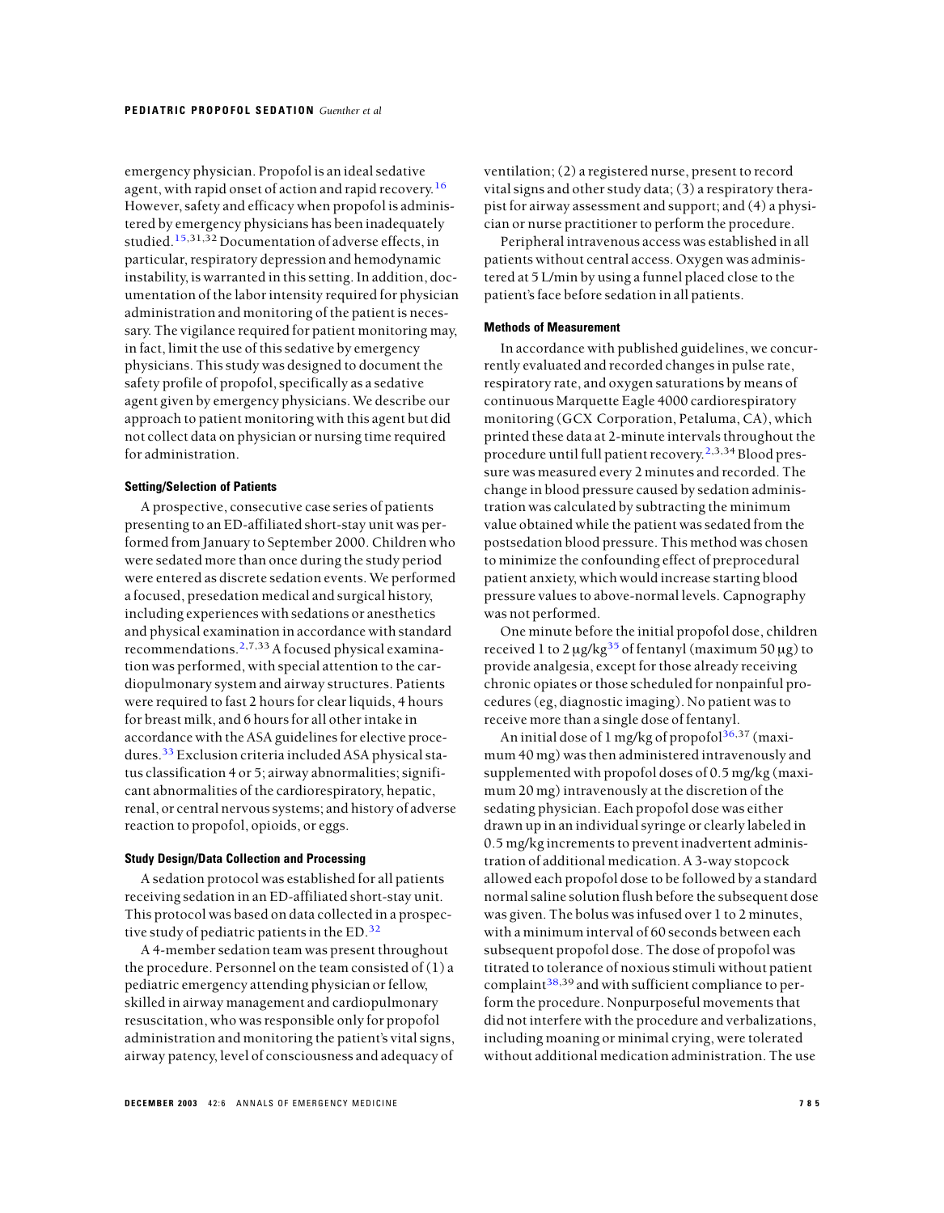emergency physician. Propofol is an ideal sedative agent, with rapid onset of action and rapid recovery.[16] However, safety and efficacy when propofol is administered by emergency physicians has been inadequately studied.[15,31,32] Documentation of adverse effects, in particular, respiratory depression and hemodynamic instability, is warranted in this setting. In addition, documentation of the labor intensity required for physician administration and monitoring of the patient is necessary. The vigilance required for patient monitoring may, in fact, limit the use of this sedative by emergency physicians. This study was designed to document the safety profile of propofol, specifically as a sedative agent given by emergency physicians. We describe our approach to patient monitoring with this agent but did not collect data on physician or nursing time required for administration.

#### Setting/Selection of Patients

A prospective, consecutive case series of patients presenting to an ED-affiliated short-stay unit was performed from January to September 2000. Children who were sedated more than once during the study period were entered as discrete sedation events. We performed a focused, presedation medical and surgical history, including experiences with sedations or anesthetics and physical examination in accordance with standard recommendations.[2,7,33] A focused physical examination was performed, with special attention to the cardiopulmonary system and airway structures. Patients were required to fast 2 hours for clear liquids, 4 hours for breast milk, and 6 hours for all other intake in accordance with the ASA guidelines for elective procedures.[33] Exclusion criteria included ASA physical status classification 4 or 5; airway abnormalities; significant abnormalities of the cardiorespiratory, hepatic, renal, or central nervous systems; and history of adverse reaction to propofol, opioids, or eggs.

#### Study Design/Data Collection and Processing

A sedation protocol was established for all patients receiving sedation in an ED-affiliated short-stay unit. This protocol was based on data collected in a prospective study of pediatric patients in the ED.[32]

A 4-member sedation team was present throughout the procedure. Personnel on the team consisted of (1) a pediatric emergency attending physician or fellow, skilled in airway management and cardiopulmonary resuscitation, who was responsible only for propofol administration and monitoring the patient's vital signs, airway patency, level of consciousness and adequacy of ventilation; (2) a registered nurse, present to record vital signs and other study data; (3) a respiratory therapist for airway assessment and support; and (4) a physician or nurse practitioner to perform the procedure.

Peripheral intravenous access was established in all patients without central access. Oxygen was administered at 5 L/min by using a funnel placed close to the patient's face before sedation in all patients.

#### Methods of Measurement

In accordance with published guidelines, we concurrently evaluated and recorded changes in pulse rate, respiratory rate, and oxygen saturations by means of continuous Marquette Eagle 4000 cardiorespiratory monitoring (GCX Corporation, Petaluma, CA), which printed these data at 2-minute intervals throughout the procedure until full patient recovery.[2,3,34] Blood pressure was measured every 2 minutes and recorded. The change in blood pressure caused by sedation administration was calculated by subtracting the minimum value obtained while the patient was sedated from the postsedation blood pressure. This method was chosen to minimize the confounding effect of preprocedural patient anxiety, which would increase starting blood pressure values to above-normal levels. Capnography was not performed.

One minute before the initial propofol dose, children received 1 to 2 μg/kg[35] of fentanyl (maximum 50 μg) to provide analgesia, except for those already receiving chronic opiates or those scheduled for nonpainful procedures (eg, diagnostic imaging). No patient was to receive more than a single dose of fentanyl.

An initial dose of 1 mg/kg of propofol[36,37] (maximum 40 mg) was then administered intravenously and supplemented with propofol doses of 0.5 mg/kg (maximum 20 mg) intravenously at the discretion of the sedating physician. Each propofol dose was either drawn up in an individual syringe or clearly labeled in 0.5 mg/kg increments to prevent inadvertent administration of additional medication. A 3-way stopcock allowed each propofol dose to be followed by a standard normal saline solution flush before the subsequent dose was given. The bolus was infused over 1 to 2 minutes, with a minimum interval of 60 seconds between each subsequent propofol dose. The dose of propofol was titrated to tolerance of noxious stimuli without patient complaint[38,39] and with sufficient compliance to perform the procedure. Nonpurposeful movements that did not interfere with the procedure and verbalizations, including moaning or minimal crying, were tolerated without additional medication administration. The use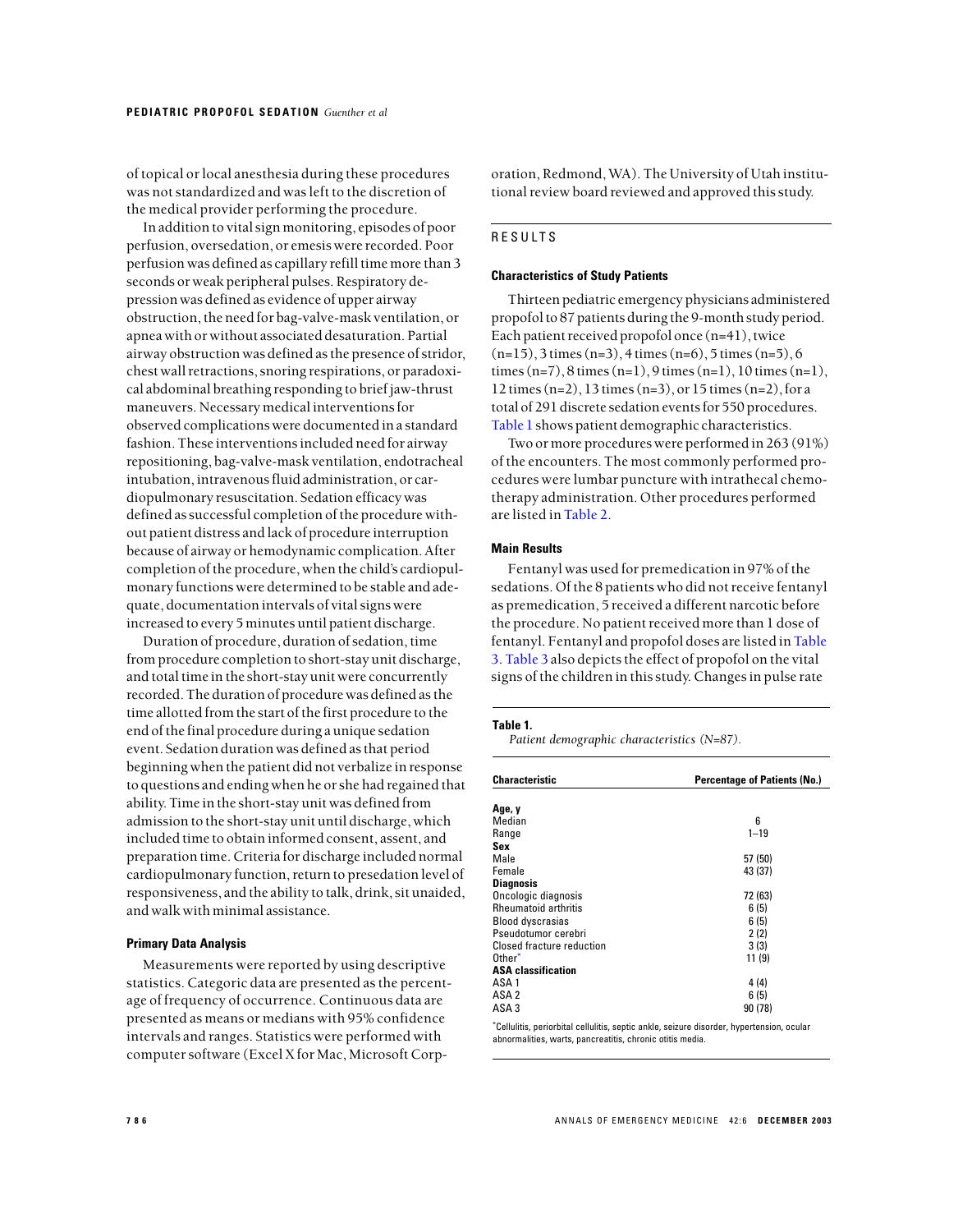of topical or local anesthesia during these procedures was not standardized and was left to the discretion of the medical provider performing the procedure.

In addition to vital sign monitoring, episodes of poor perfusion, oversedation, or emesis were recorded. Poor perfusion was defined as capillary refill time more than 3 seconds or weak peripheral pulses. Respiratory depression was defined as evidence of upper airway obstruction, the need for bag-valve-mask ventilation, or apnea with or without associated desaturation. Partial airway obstruction was defined as the presence of stridor, chest wall retractions, snoring respirations, or paradoxical abdominal breathing responding to brief jaw-thrust maneuvers. Necessary medical interventions for observed complications were documented in a standard fashion. These interventions included need for airway repositioning, bag-valve-mask ventilation, endotracheal intubation, intravenous fluid administration, or cardiopulmonary resuscitation. Sedation efficacy was defined as successful completion of the procedure without patient distress and lack of procedure interruption because of airway or hemodynamic complication. After completion of the procedure, when the child's cardiopulmonary functions were determined to be stable and adequate, documentation intervals of vital signs were increased to every 5 minutes until patient discharge.

Duration of procedure, duration of sedation, time from procedure completion to short-stay unit discharge, and total time in the short-stay unit were concurrently recorded. The duration of procedure was defined as the time allotted from the start of the first procedure to the end of the final procedure during a unique sedation event. Sedation duration was defined as that period beginning when the patient did not verbalize in response to questions and ending when he or she had regained that ability. Time in the short-stay unit was defined from admission to the short-stay unit until discharge, which included time to obtain informed consent, assent, and preparation time. Criteria for discharge included normal cardiopulmonary function, return to presedation level of responsiveness, and the ability to talk, drink, sit unaided, and walk with minimal assistance.

### Primary Data Analysis

Measurements were reported by using descriptive statistics. Categoric data are presented as the percentage of frequency of occurrence. Continuous data are presented as means or medians with 95% confidence intervals and ranges. Statistics were performed with computer software (Excel X for Mac, Microsoft Corporation, Redmond, WA). The University of Utah institutional review board reviewed and approved this study.

## RESULTS

### Characteristics of Study Patients

Thirteen pediatric emergency physicians administered propofol to 87 patients during the 9-month study period. Each patient received propofol once (n=41), twice (n=15), 3 times (n=3), 4 times (n=6), 5 times (n=5), 6 times (n=7), 8 times (n=1), 9 times (n=1), 10 times (n=1), 12 times (n=2), 13 times (n=3), or 15 times (n=2), for a total of 291 discrete sedation events for 550 procedures. Table 1 shows patient demographic characteristics.

Two or more procedures were performed in 263 (91%) of the encounters. The most commonly performed procedures were lumbar puncture with intrathecal chemotherapy administration. Other procedures performed are listed in Table 2.

### Main Results

Fentanyl was used for premedication in 97% of the sedations. Of the 8 patients who did not receive fentanyl as premedication, 5 received a different narcotic before the procedure. No patient received more than 1 dose of fentanyl. Fentanyl and propofol doses are listed in Table 3. Table 3 also depicts the effect of propofol on the vital signs of the children in this study. Changes in pulse rate

**Table 1.**
*Patient demographic characteristics (N=87).*

| Characteristic | Percentage of Patients (No.) |
|---|---|
| **Age, y** | |
| Median | 6 |
| Range | 1–19 |
| **Sex** | |
| Male | 57 (50) |
| Female | 43 (37) |
| **Diagnosis** | |
| Oncologic diagnosis | 72 (63) |
| Rheumatoid arthritis | 6 (5) |
| Blood dyscrasias | 6 (5) |
| Pseudotumor cerebri | 2 (2) |
| Closed fracture reduction | 3 (3) |
| Other* | 11 (9) |
| **ASA classification** | |
| ASA 1 | 4 (4) |
| ASA 2 | 6 (5) |
| ASA 3 | 90 (78) |

*Cellulitis, periorbital cellulitis, septic ankle, seizure disorder, hypertension, ocular abnormalities, warts, pancreatitis, chronic otitis media.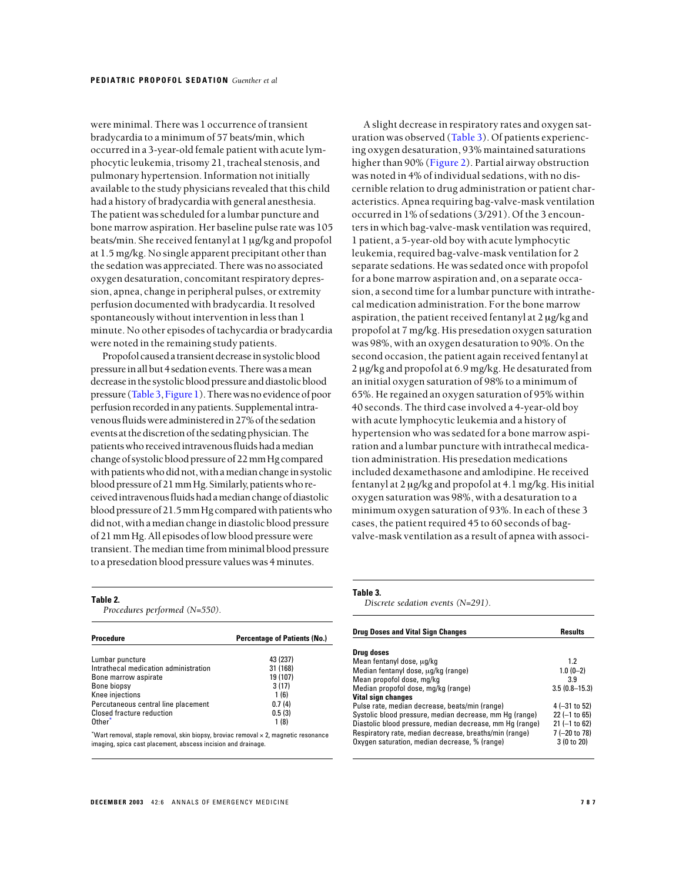were minimal. There was 1 occurrence of transient bradycardia to a minimum of 57 beats/min, which occurred in a 3-year-old female patient with acute lymphocytic leukemia, trisomy 21, tracheal stenosis, and pulmonary hypertension. Information not initially available to the study physicians revealed that this child had a history of bradycardia with general anesthesia. The patient was scheduled for a lumbar puncture and bone marrow aspiration. Her baseline pulse rate was 105 beats/min. She received fentanyl at 1 μg/kg and propofol at 1.5 mg/kg. No single apparent precipitant other than the sedation was appreciated. There was no associated oxygen desaturation, concomitant respiratory depression, apnea, change in peripheral pulses, or extremity perfusion documented with bradycardia. It resolved spontaneously without intervention in less than 1 minute. No other episodes of tachycardia or bradycardia were noted in the remaining study patients.

Propofol caused a transient decrease in systolic blood pressure in all but 4 sedation events. There was a mean decrease in the systolic blood pressure and diastolic blood pressure (Table 3, Figure 1). There was no evidence of poor perfusion recorded in any patients. Supplemental intravenous fluids were administered in 27% of the sedation events at the discretion of the sedating physician. The patients who received intravenous fluids had a median change of systolic blood pressure of 22 mm Hg compared with patients who did not, with a median change in systolic blood pressure of 21 mm Hg. Similarly, patients who received intravenous fluids had a median change of diastolic blood pressure of 21.5 mm Hg compared with patients who did not, with a median change in diastolic blood pressure of 21 mm Hg. All episodes of low blood pressure were transient. The median time from minimal blood pressure to a presedation blood pressure values was 4 minutes.

A slight decrease in respiratory rates and oxygen saturation was observed (Table 3). Of patients experiencing oxygen desaturation, 93% maintained saturations higher than 90% (Figure 2). Partial airway obstruction was noted in 4% of individual sedations, with no discernible relation to drug administration or patient characteristics. Apnea requiring bag-valve-mask ventilation occurred in 1% of sedations (3/291). Of the 3 encounters in which bag-valve-mask ventilation was required, 1 patient, a 5-year-old boy with acute lymphocytic leukemia, required bag-valve-mask ventilation for 2 separate sedations. He was sedated once with propofol for a bone marrow aspiration and, on a separate occasion, a second time for a lumbar puncture with intrathecal medication administration. For the bone marrow aspiration, the patient received fentanyl at 2 μg/kg and propofol at 7 mg/kg. His presedation oxygen saturation was 98%, with an oxygen desaturation to 90%. On the second occasion, the patient again received fentanyl at 2 μg/kg and propofol at 6.9 mg/kg. He desaturated from an initial oxygen saturation of 98% to a minimum of 65%. He regained an oxygen saturation of 95% within 40 seconds. The third case involved a 4-year-old boy with acute lymphocytic leukemia and a history of hypertension who was sedated for a bone marrow aspiration and a lumbar puncture with intrathecal medication administration. His presedation medications included dexamethasone and amlodipine. He received fentanyl at 2 μg/kg and propofol at 4.1 mg/kg. His initial oxygen saturation was 98%, with a desaturation to a minimum oxygen saturation of 93%. In each of these 3 cases, the patient required 45 to 60 seconds of bag-valve-mask ventilation as a result of apnea with associ-

**Table 2.**
*Procedures performed (N=550).*

| Procedure | Percentage of Patients (No.) |
|---|---|
| Lumbar puncture | 43 (237) |
| Intrathecal medication administration | 31 (168) |
| Bone marrow aspirate | 19 (107) |
| Bone biopsy | 3 (17) |
| Knee injections | 1 (6) |
| Percutaneous central line placement | 0.7 (4) |
| Closed fracture reduction | 0.5 (3) |
| Other* | 1 (8) |

*Wart removal, staple removal, skin biopsy, broviac removal × 2, magnetic resonance imaging, spica cast placement, abscess incision and drainage.

**Table 3.**
*Discrete sedation events (N=291).*

| Drug Doses and Vital Sign Changes | Results |
|---|---|
| **Drug doses** | |
| Mean fentanyl dose, μg/kg | 1.2 |
| Median fentanyl dose, μg/kg (range) | 1.0 (0–2) |
| Mean propofol dose, mg/kg | 3.9 |
| Median propofol dose, mg/kg (range) | 3.5 (0.8–15.3) |
| **Vital sign changes** | |
| Pulse rate, median decrease, beats/min (range) | 4 (–31 to 52) |
| Systolic blood pressure, median decrease, mm Hg (range) | 22 (–1 to 65) |
| Diastolic blood pressure, median decrease, mm Hg (range) | 21 (–1 to 62) |
| Respiratory rate, median decrease, breaths/min (range) | 7 (–20 to 78) |
| Oxygen saturation, median decrease, % (range) | 3 (0 to 20) |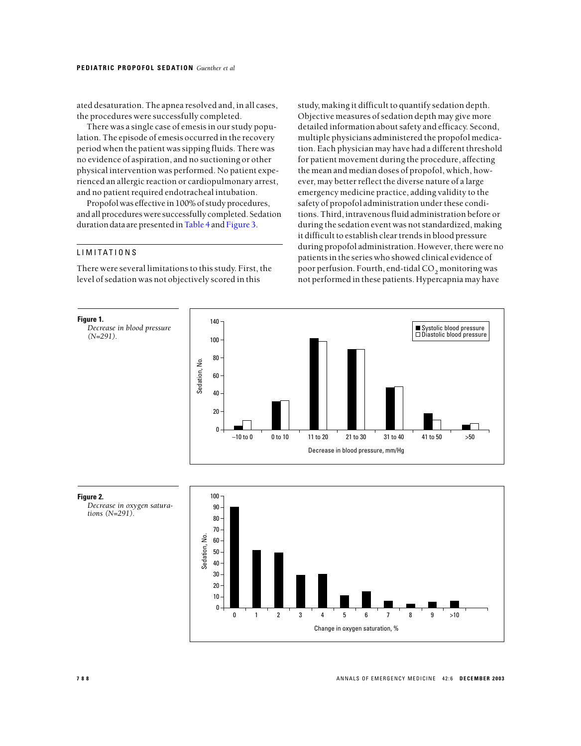ated desaturation. The apnea resolved and, in all cases, the procedures were successfully completed.

There was a single case of emesis in our study population. The episode of emesis occurred in the recovery period when the patient was sipping fluids. There was no evidence of aspiration, and no suctioning or other physical intervention was performed. No patient experienced an allergic reaction or cardiopulmonary arrest, and no patient required endotracheal intubation.

Propofol was effective in 100% of study procedures, and all procedures were successfully completed. Sedation duration data are presented in Table 4 and Figure 3.

## LIMITATIONS

There were several limitations to this study. First, the level of sedation was not objectively scored in this study, making it difficult to quantify sedation depth. Objective measures of sedation depth may give more detailed information about safety and efficacy. Second, multiple physicians administered the propofol medication. Each physician may have had a different threshold for patient movement during the procedure, affecting the mean and median doses of propofol, which, however, may better reflect the diverse nature of a large emergency medicine practice, adding validity to the safety of propofol administration under these conditions. Third, intravenous fluid administration before or during the sedation event was not standardized, making it difficult to establish clear trends in blood pressure during propofol administration. However, there were no patients in the series who showed clinical evidence of poor perfusion. Fourth, end-tidal $CO_2$ monitoring was not performed in these patients. Hypercapnia may have

**Figure 1.**
*Decrease in blood pressure (N=291).*

**Figure 2.**
*Decrease in oxygen saturations (N=291).*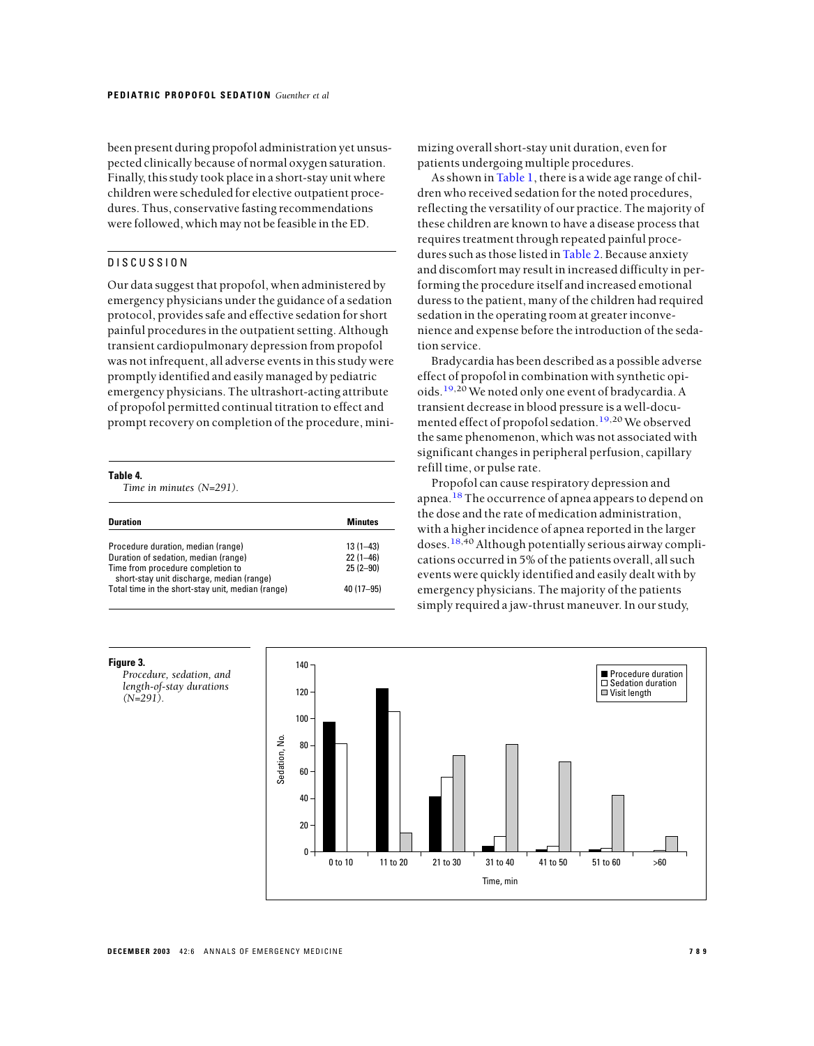been present during propofol administration yet unsuspected clinically because of normal oxygen saturation. Finally, this study took place in a short-stay unit where children were scheduled for elective outpatient procedures. Thus, conservative fasting recommendations were followed, which may not be feasible in the ED.

## DISCUSSION

Our data suggest that propofol, when administered by emergency physicians under the guidance of a sedation protocol, provides safe and effective sedation for short painful procedures in the outpatient setting. Although transient cardiopulmonary depression from propofol was not infrequent, all adverse events in this study were promptly identified and easily managed by pediatric emergency physicians. The ultrashort-acting attribute of propofol permitted continual titration to effect and prompt recovery on completion of the procedure, minimizing overall short-stay unit duration, even for patients undergoing multiple procedures.

As shown in Table 1, there is a wide age range of children who received sedation for the noted procedures, reflecting the versatility of our practice. The majority of these children are known to have a disease process that requires treatment through repeated painful procedures such as those listed in Table 2. Because anxiety and discomfort may result in increased difficulty in performing the procedure itself and increased emotional duress to the patient, many of the children had required sedation in the operating room at greater inconvenience and expense before the introduction of the sedation service.

Bradycardia has been described as a possible adverse effect of propofol in combination with synthetic opioids.[19,20] We noted only one event of bradycardia. A transient decrease in blood pressure is a well-documented effect of propofol sedation.[19,20] We observed the same phenomenon, which was not associated with significant changes in peripheral perfusion, capillary refill time, or pulse rate.

Propofol can cause respiratory depression and apnea.[18] The occurrence of apnea appears to depend on the dose and the rate of medication administration, with a higher incidence of apnea reported in the larger doses.[18,40] Although potentially serious airway complications occurred in 5% of the patients overall, all such events were quickly identified and easily dealt with by emergency physicians. The majority of the patients simply required a jaw-thrust maneuver. In our study,

**Table 4.**
*Time in minutes (N=291).*

| Duration | Minutes |
|---|---|
| Procedure duration, median (range) | 13 (1–43) |
| Duration of sedation, median (range) | 22 (1–46) |
| Time from procedure completion to short-stay unit discharge, median (range) | 25 (2–90) |
| Total time in the short-stay unit, median (range) | 40 (17–95) |

**Figure 3.**
*Procedure, sedation, and length-of-stay durations (N=291).*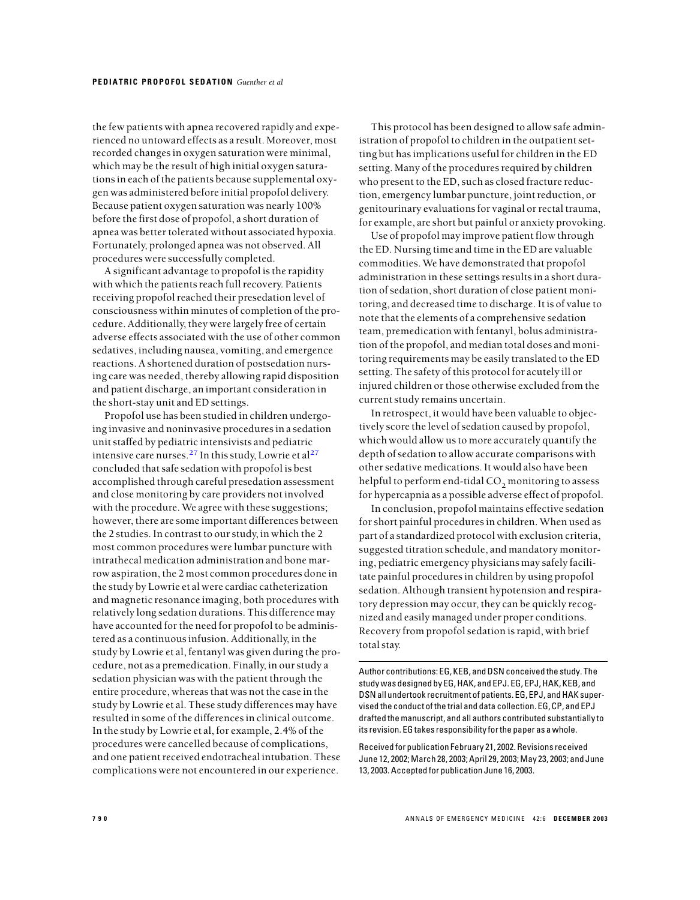the few patients with apnea recovered rapidly and experienced no untoward effects as a result. Moreover, most recorded changes in oxygen saturation were minimal, which may be the result of high initial oxygen saturations in each of the patients because supplemental oxygen was administered before initial propofol delivery. Because patient oxygen saturation was nearly 100% before the first dose of propofol, a short duration of apnea was better tolerated without associated hypoxia. Fortunately, prolonged apnea was not observed. All procedures were successfully completed.

A significant advantage to propofol is the rapidity with which the patients reach full recovery. Patients receiving propofol reached their presedation level of consciousness within minutes of completion of the procedure. Additionally, they were largely free of certain adverse effects associated with the use of other common sedatives, including nausea, vomiting, and emergence reactions. A shortened duration of postsedation nursing care was needed, thereby allowing rapid disposition and patient discharge, an important consideration in the short-stay unit and ED settings.

Propofol use has been studied in children undergoing invasive and noninvasive procedures in a sedation unit staffed by pediatric intensivists and pediatric intensive care nurses.[27] In this study, Lowrie et al[27] concluded that safe sedation with propofol is best accomplished through careful presedation assessment and close monitoring by care providers not involved with the procedure. We agree with these suggestions; however, there are some important differences between the 2 studies. In contrast to our study, in which the 2 most common procedures were lumbar puncture with intrathecal medication administration and bone marrow aspiration, the 2 most common procedures done in the study by Lowrie et al were cardiac catheterization and magnetic resonance imaging, both procedures with relatively long sedation durations. This difference may have accounted for the need for propofol to be administered as a continuous infusion. Additionally, in the study by Lowrie et al, fentanyl was given during the procedure, not as a premedication. Finally, in our study a sedation physician was with the patient through the entire procedure, whereas that was not the case in the study by Lowrie et al. These study differences may have resulted in some of the differences in clinical outcome. In the study by Lowrie et al, for example, 2.4% of the procedures were cancelled because of complications, and one patient received endotracheal intubation. These complications were not encountered in our experience.

This protocol has been designed to allow safe administration of propofol to children in the outpatient setting but has implications useful for children in the ED setting. Many of the procedures required by children who present to the ED, such as closed fracture reduction, emergency lumbar puncture, joint reduction, or genitourinary evaluations for vaginal or rectal trauma, for example, are short but painful or anxiety provoking.

Use of propofol may improve patient flow through the ED. Nursing time and time in the ED are valuable commodities. We have demonstrated that propofol administration in these settings results in a short duration of sedation, short duration of close patient monitoring, and decreased time to discharge. It is of value to note that the elements of a comprehensive sedation team, premedication with fentanyl, bolus administration of the propofol, and median total doses and monitoring requirements may be easily translated to the ED setting. The safety of this protocol for acutely ill or injured children or those otherwise excluded from the current study remains uncertain.

In retrospect, it would have been valuable to objectively score the level of sedation caused by propofol, which would allow us to more accurately quantify the depth of sedation to allow accurate comparisons with other sedative medications. It would also have been helpful to perform end-tidal $CO_2$ monitoring to assess for hypercapnia as a possible adverse effect of propofol.

In conclusion, propofol maintains effective sedation for short painful procedures in children. When used as part of a standardized protocol with exclusion criteria, suggested titration schedule, and mandatory monitoring, pediatric emergency physicians may safely facilitate painful procedures in children by using propofol sedation. Although transient hypotension and respiratory depression may occur, they can be quickly recognized and easily managed under proper conditions. Recovery from propofol sedation is rapid, with brief total stay.

---

Author contributions: EG, KEB, and DSN conceived the study. The study was designed by EG, HAK, and EPJ. EG, EPJ, HAK, KEB, and DSN all undertook recruitment of patients. EG, EPJ, and HAK supervised the conduct of the trial and data collection. EG, CP, and EPJ drafted the manuscript, and all authors contributed substantially to its revision. EG takes responsibility for the paper as a whole.

Received for publication February 21, 2002. Revisions received June 12, 2002; March 28, 2003; April 29, 2003; May 23, 2003; and June 13, 2003. Accepted for publication June 16, 2003.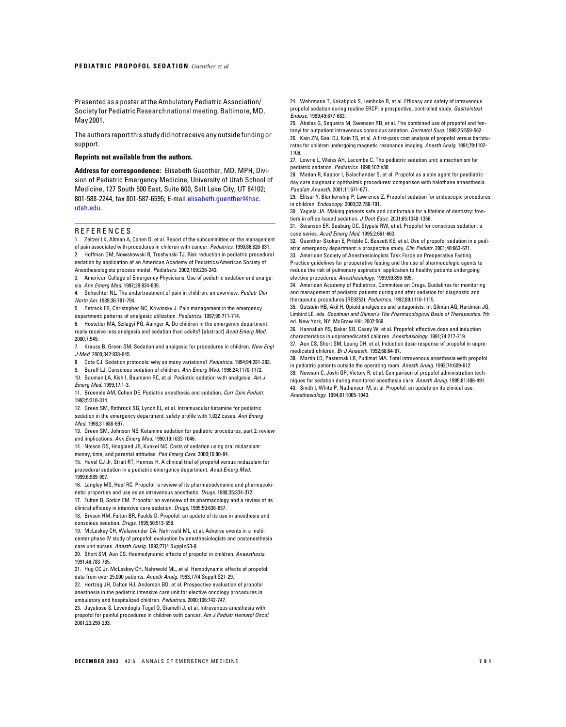Presented as a poster at the Ambulatory Pediatric Association/Society for Pediatric Research national meeting, Baltimore, MD, May 2001.

The authors report this study did not receive any outside funding or support.

**Reprints not available from the authors.**

**Address for correspondence:** Elisabeth Guenther, MD, MPH, Division of Pediatric Emergency Medicine, University of Utah School of Medicine, 127 South 500 East, Suite 600, Salt Lake City, UT 84102; 801-588-2244, fax 801-587-6595; E-mail elisabeth.guenther@hsc.utah.edu.

## REFERENCES

1. Zeltzer LK, Altman A, Cohen D, et al. Report of the subcommittee on the management of pain associated with procedures in children with cancer. *Pediatrics*. 1990;86:826-831.
2. Hoffman GM, Nowakowski R, Troshynski TJ. Risk reduction in pediatric procedural sedation by application of an American Academy of Pediatrics/American Society of Anesthesiologists process model. *Pediatrics*. 2002;109:236-243.
3. American College of Emergency Physicians. Use of pediatric sedation and analgesia. *Ann Emerg Med*. 1997;29:834-835.
4. Schechter NL. The undertreatment of pain in children: an overview. *Pediatr Clin North Am*. 1989;36:781-794.
5. Petrack ER, Christopher NC, Kriwinsky J. Pain management in the emergency department: patterns of analgesic utilization. *Pediatrics*. 1997;99:711-714.
6. Hostetler MA, Szilagyi PG, Auinger A. Do children in the emergency department really receive less analgesia and sedation than adults? [abstract] *Acad Emerg Med*. 2000;7:549.
7. Krauss B, Green SM. Sedation and analgesia for procedures in children. *New Engl J Med*. 2000;342:938-945.
8. Cote CJ. Sedation protocols: why so many variations? *Pediatrics*. 1994;94:281-283.
9. Baraff LJ. Conscious sedation of children. *Ann Emerg Med*. 1996;24:1170-1172.
10. Bauman LA, Kish I, Baumann RC, et al. Pediatric sedation with analgesia. *Am J Emerg Med*. 1999;17:1-3.
11. Broennle AM, Cohen DE. Pediatric anesthesia and sedation. *Curr Opin Pediatr*. 1993;5:310-314.
12. Green SM, Rothrock SG, Lynch EL, et al. Intramuscular ketamine for pediatric sedation in the emergency department: safety profile with 1,022 cases. *Ann Emerg Med*. 1998;31:688-697.
13. Green SM, Johnson NE. Ketamine sedation for pediatric procedures, part 2: review and implications. *Ann Emerg Med*. 1990;19:1033-1046.
14. Nelson DS, Hoagland JR, Kunkel NC. Costs of sedation using oral midazolam: money, time, and parental attitudes. *Ped Emerg Care*. 2000;16:80-84.
15. Havel CJ Jr, Strait RT, Hennes H. A clinical trial of propofol versus midazolam for procedural sedation in a pediatric emergency department. *Acad Emerg Med*. 1999;6:989-997.
16. Langley MS, Heel RC. Propofol: a review of its pharmacodynamic and pharmacokinetic properties and use as an intravenous anesthetic. *Drugs*. 1988;35:334-372.
17. Fulton B, Sorkin EM. Propofol: an overview of its pharmacology and a review of its clinical efficacy in intensive care sedation. *Drugs*. 1995;50:636-657.
18. Bryson HM, Fulton BR, Faulds D. Propofol: an update of its use in anesthesia and conscious sedation. *Drugs*. 1995;50:513-559.
19. McLeskey CH, Walawander CA, Nahrwold ML, et al. Adverse events in a multicenter phase IV study of propofol: evaluation by anesthesiologists and postanesthesia care unit nurses. *Anesth Analg*. 1993;77(4 Suppl):S3-9.
20. Short SM, Aun CS. Haemodynamic effects of propofol in children. *Anaesthesia*. 1991;46:783-785.
21. Hug CC Jr, McLeskey CH, Nahrwold ML, et al. Hemodynamic effects of propofol: data from over 25,000 patients. *Anesth Analg*. 1993;77(4 Suppl):S21-29.
22. Hertzog JH, Dalton HJ, Anderson BD, et al. Prospective evaluation of propofol anesthesia in the pediatric intensive care unit for elective oncology procedures in ambulatory and hospitalized children. *Pediatrics*. 2000;106:742-747.
23. Jayabose S, Levendoglu-Tugal O, Giamelli J, et al. Intravenous anesthesia with propofol for painful procedures in children with cancer. *Am J Pediatr Hematol Oncol*. 2001;23:290-293.
24. Wehrmann T, Kokabpick S, Lembcke B, et al. Efficacy and safety of intravenous propofol sedation during routine ERCP: a prospective, controlled study. *Gastrointest Endosc*. 1999;49:677-683.
25. Abeles G, Sequeira M, Swensen RD, et al. The combined use of propofol and fentanyl for outpatient intravenous conscious sedation. *Dermatol Surg*. 1999;25:559-562.
26. Kain ZN, Gaal DJ, Kain TS, et al. A first-pass cost analysis of propofol versus barbiturates for children undergoing magnetic resonance imaging. *Anesth Analg*. 1994;79:1102-1106.
27. Lowrie L, Weiss AH, Lacombe C. The pediatric sedation unit: a mechanism for pediatric sedation. *Pediatrics*. 1998;102:e30.
28. Madan R, Kapoor I, Balachander S, et al. Propofol as a sole agent for paediatric day care diagnostic ophthalmic procedures: comparison with halothane anaesthesia. *Paediatr Anaesth*. 2001;11:671-677.
29. Elitsur Y, Blankenship P, Lawrence Z. Propofol sedation for endoscopic procedures in children. *Endoscopy*. 2000;32:788-791.
30. Yagiela JA. Making patients safe and comfortable for a lifetime of dentistry: frontiers in office-based sedation. *J Dent Educ*. 2001;65:1348-1356.
31. Swanson ER, Seaburg DC, Stypula RW, et al. Propofol for conscious sedation: a case series. *Acad Emerg Med*. 1995;2:661-663.
32. Guenther-Skokan E, Pribble C, Bassett KE, et al. Use of propofol sedation in a pediatric emergency department: a prospective study. *Clin Pediatr*. 2001;40:663-671.
33. American Society of Anesthesiologists Task Force on Preoperative Fasting. Practice guidelines for preoperative fasting and the use of pharmacologic agents to reduce the risk of pulmonary aspiration: application to healthy patients undergoing elective procedures. *Anesthesiology*. 1999;90:896-905.
34. American Academy of Pediatrics, Committee on Drugs. Guidelines for monitoring and management of pediatric patients during and after sedation for diagnostic and therapeutic procedures (RE9252). *Pediatrics*. 1992;89:1110-1115.
35. Gutstein HB, Akil H. Opioid analgesics and antagonists. In: Gilman AG, Hardman JG, Limbird LE, eds. *Goodman and Gilman's The Pharmacological Basis of Therapeutics*. 7th ed. New York, NY: McGraw Hill; 2002:569.
36. Hannallah RS, Baker SB, Casey W, et al. Propofol: effective dose and induction characteristics in unpremedicated children. *Anesthesiology*. 1991;74:217-219.
37. Aun CS, Short SM, Leung DH, et al. Induction dose-response of propofol in unpremedicated children. *Br J Anaesth*. 1992;68:64-67.
38. Martin LD, Pasternak LR, Pudimat MA. Total intravenous anesthesia with propofol in pediatric patients outside the operating room. *Anesth Analg*. 1992;74:609-612.
39. Newson C, Joshi GP, Victory R, et al. Comparison of propofol administration techniques for sedation during monitored anesthesia care. *Anesth Analg*. 1995;81:486-491.
40. Smith I, White P, Nathanson M, et al. Propofol: an update on its clinical use. *Anesthesiology*. 1994;81:1005-1043.